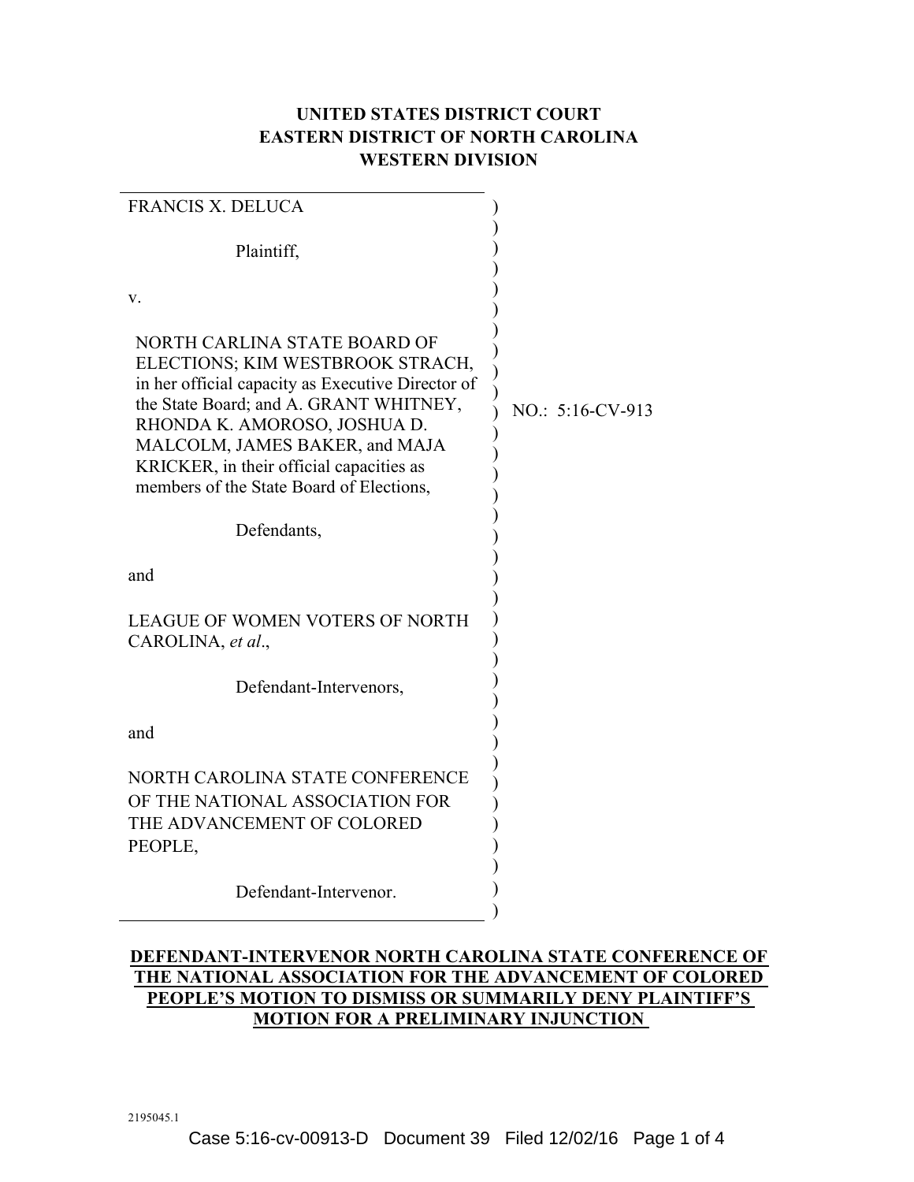**UNITED STATES DISTRICT COURT**
**EASTERN DISTRICT OF NORTH CAROLINA**
**WESTERN DIVISION**

FRANCIS X. DELUCA

Plaintiff,

v.

NORTH CARLINA STATE BOARD OF ELECTIONS; KIM WESTBROOK STRACH, in her official capacity as Executive Director of the State Board; and A. GRANT WHITNEY, RHONDA K. AMOROSO, JOSHUA D. MALCOLM, JAMES BAKER, and MAJA KRICKER, in their official capacities as members of the State Board of Elections,

Defendants,

and

LEAGUE OF WOMEN VOTERS OF NORTH CAROLINA, *et al*.,

Defendant-Intervenors,

and

NORTH CAROLINA STATE CONFERENCE OF THE NATIONAL ASSOCIATION FOR THE ADVANCEMENT OF COLORED PEOPLE,

Defendant-Intervenor.

NO.: 5:16-CV-913

**DEFENDANT-INTERVENOR NORTH CAROLINA STATE CONFERENCE OF THE NATIONAL ASSOCIATION FOR THE ADVANCEMENT OF COLORED PEOPLE'S MOTION TO DISMISS OR SUMMARILY DENY PLAINTIFF'S MOTION FOR A PRELIMINARY INJUNCTION**

2195045.1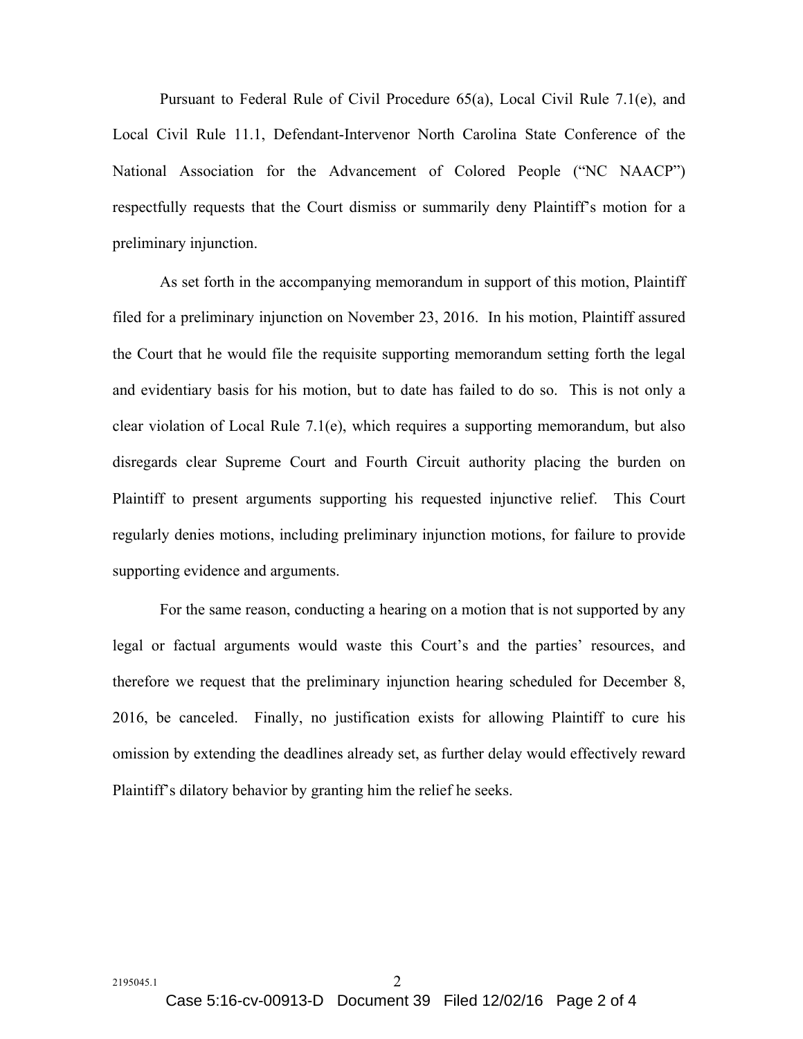Pursuant to Federal Rule of Civil Procedure 65(a), Local Civil Rule 7.1(e), and Local Civil Rule 11.1, Defendant-Intervenor North Carolina State Conference of the National Association for the Advancement of Colored People ("NC NAACP") respectfully requests that the Court dismiss or summarily deny Plaintiff's motion for a preliminary injunction.

As set forth in the accompanying memorandum in support of this motion, Plaintiff filed for a preliminary injunction on November 23, 2016. In his motion, Plaintiff assured the Court that he would file the requisite supporting memorandum setting forth the legal and evidentiary basis for his motion, but to date has failed to do so. This is not only a clear violation of Local Rule 7.1(e), which requires a supporting memorandum, but also disregards clear Supreme Court and Fourth Circuit authority placing the burden on Plaintiff to present arguments supporting his requested injunctive relief. This Court regularly denies motions, including preliminary injunction motions, for failure to provide supporting evidence and arguments.

For the same reason, conducting a hearing on a motion that is not supported by any legal or factual arguments would waste this Court's and the parties' resources, and therefore we request that the preliminary injunction hearing scheduled for December 8, 2016, be canceled. Finally, no justification exists for allowing Plaintiff to cure his omission by extending the deadlines already set, as further delay would effectively reward Plaintiff's dilatory behavior by granting him the relief he seeks.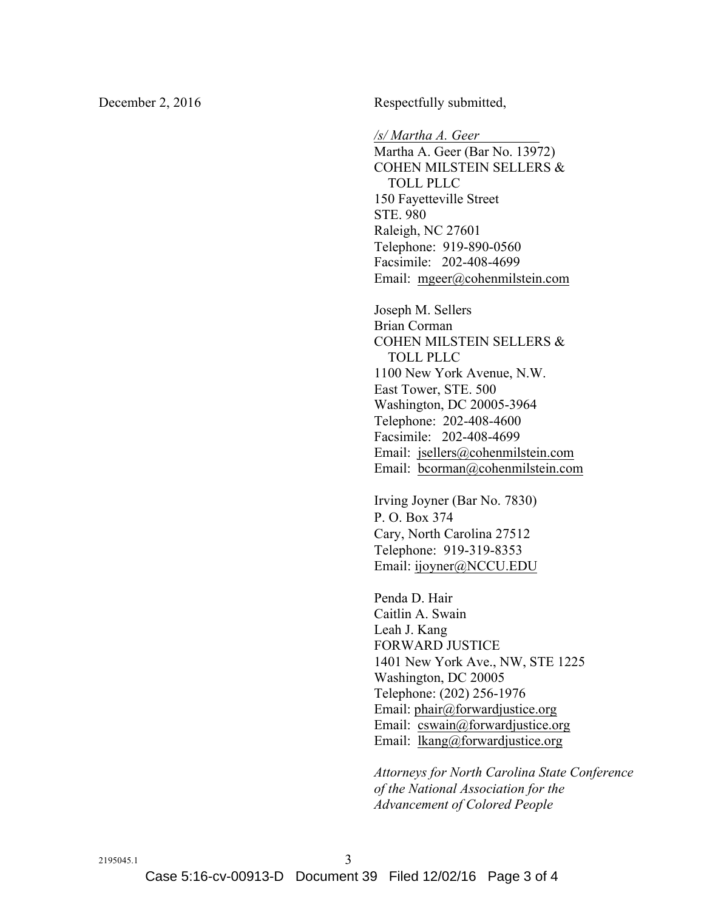December 2, 2016

Respectfully submitted,

*/s/ Martha A. Geer*
Martha A. Geer (Bar No. 13972)
COHEN MILSTEIN SELLERS & TOLL PLLC
150 Fayetteville Street
STE. 980
Raleigh, NC 27601
Telephone: 919-890-0560
Facsimile: 202-408-4699
Email: mgeer@cohenmilstein.com

Joseph M. Sellers
Brian Corman
COHEN MILSTEIN SELLERS & TOLL PLLC
1100 New York Avenue, N.W.
East Tower, STE. 500
Washington, DC 20005-3964
Telephone: 202-408-4600
Facsimile: 202-408-4699
Email: jsellers@cohenmilstein.com
Email: bcorman@cohenmilstein.com

Irving Joyner (Bar No. 7830)
P. O. Box 374
Cary, North Carolina 27512
Telephone: 919-319-8353
Email: ijoyner@NCCU.EDU

Penda D. Hair
Caitlin A. Swain
Leah J. Kang
FORWARD JUSTICE
1401 New York Ave., NW, STE 1225
Washington, DC 20005
Telephone: (202) 256-1976
Email: phair@forwardjustice.org
Email: cswain@forwardjustice.org
Email: lkang@forwardjustice.org

*Attorneys for North Carolina State Conference of the National Association for the Advancement of Colored People*

2195045.1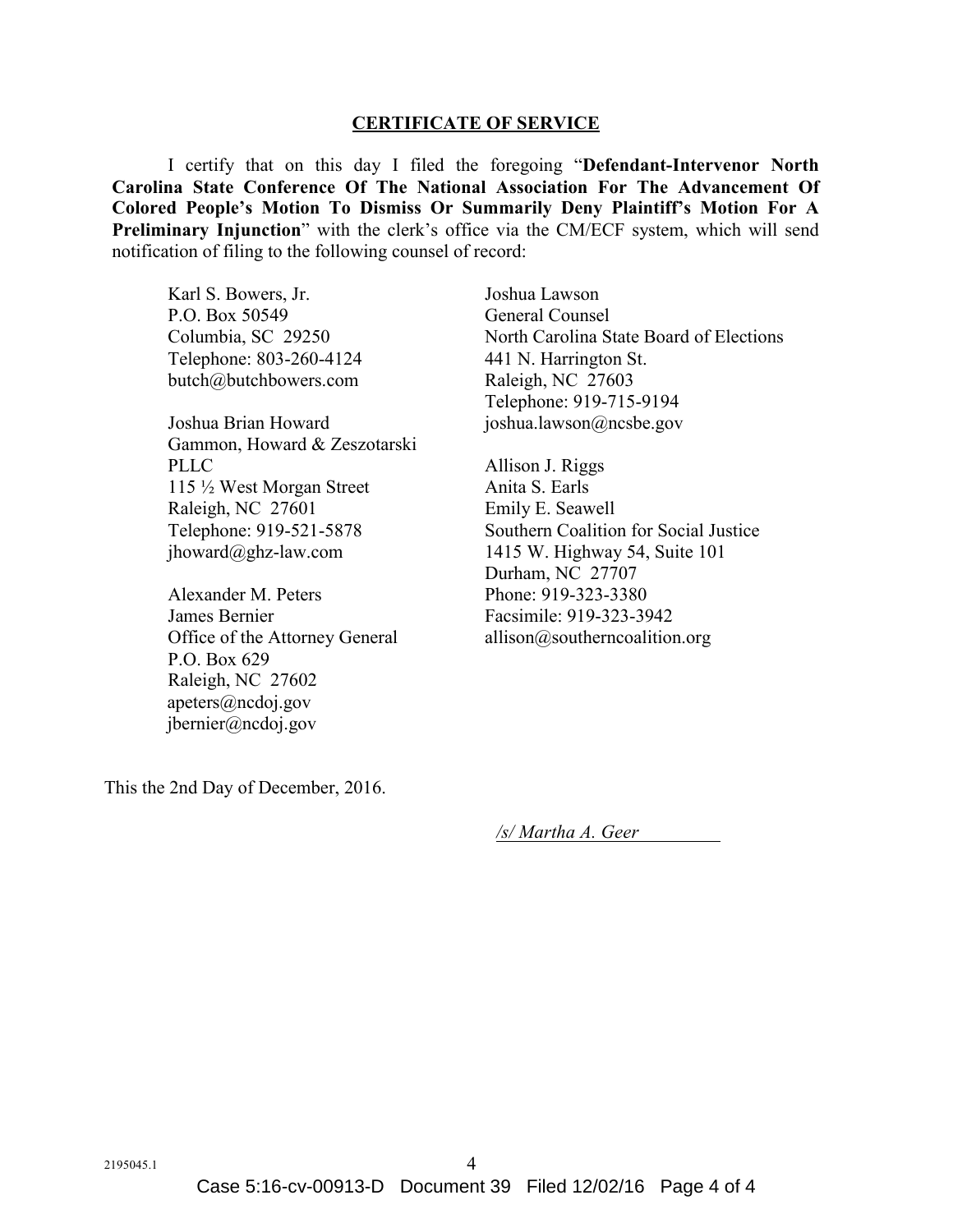## CERTIFICATE OF SERVICE

I certify that on this day I filed the foregoing "**Defendant-Intervenor North Carolina State Conference Of The National Association For The Advancement Of Colored People's Motion To Dismiss Or Summarily Deny Plaintiff's Motion For A Preliminary Injunction**" with the clerk's office via the CM/ECF system, which will send notification of filing to the following counsel of record:

Karl S. Bowers, Jr.
P.O. Box 50549
Columbia, SC 29250
Telephone: 803-260-4124
butch@butchbowers.com

Joshua Brian Howard
Gammon, Howard & Zeszotarski PLLC
115 ½ West Morgan Street
Raleigh, NC 27601
Telephone: 919-521-5878
jhoward@ghz-law.com

Alexander M. Peters
James Bernier
Office of the Attorney General
P.O. Box 629
Raleigh, NC 27602
apeters@ncdoj.gov
jbernier@ncdoj.gov

Joshua Lawson
General Counsel
North Carolina State Board of Elections
441 N. Harrington St.
Raleigh, NC 27603
Telephone: 919-715-9194
joshua.lawson@ncsbe.gov

Allison J. Riggs
Anita S. Earls
Emily E. Seawell
Southern Coalition for Social Justice
1415 W. Highway 54, Suite 101
Durham, NC 27707
Phone: 919-323-3380
Facsimile: 919-323-3942
allison@southerncoalition.org

This the 2nd Day of December, 2016.

*/s/ Martha A. Geer*

2195045.1